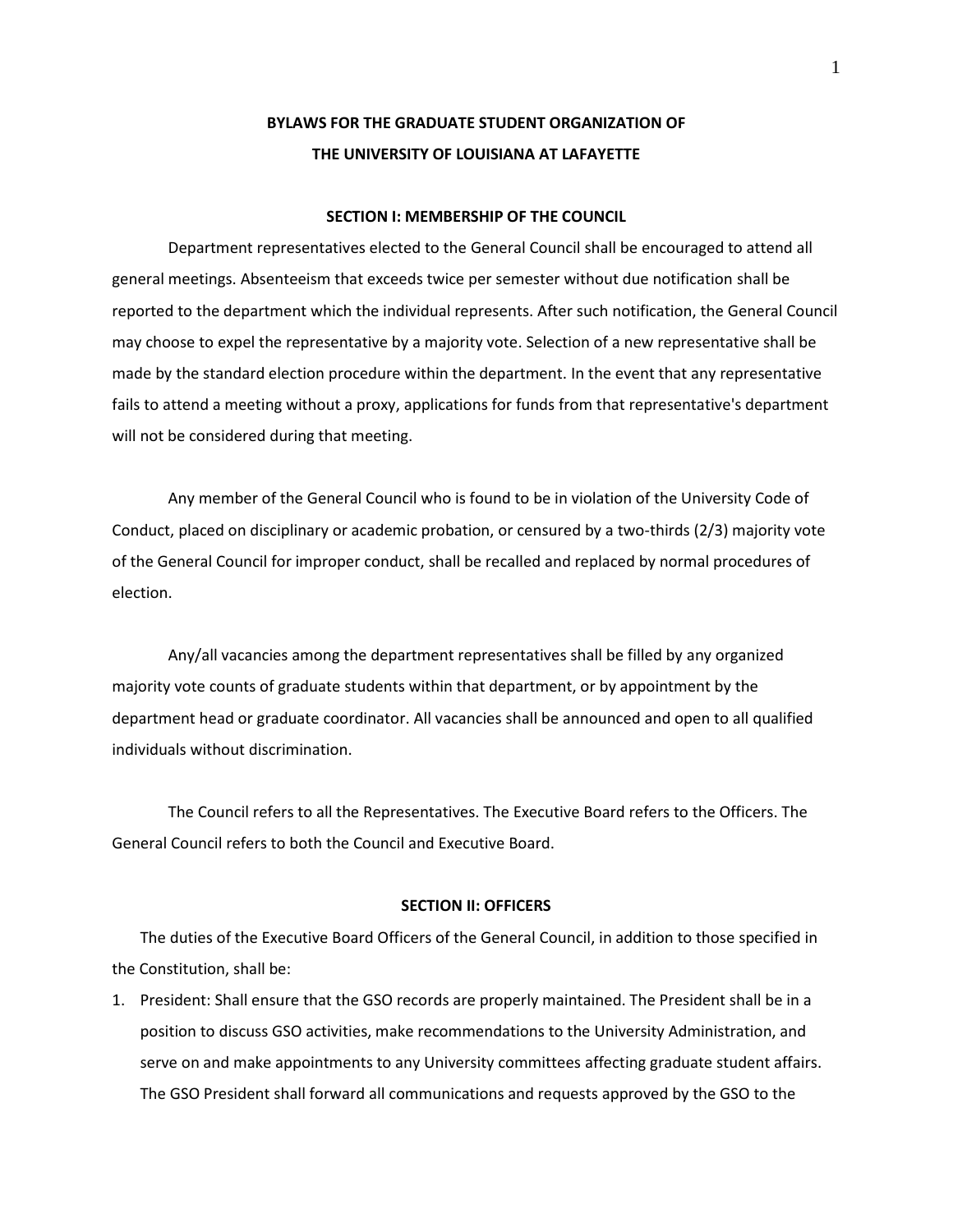# BYLAWS FOR THE GRADUATE STUDENT ORGANIZATION OF THE UNIVERSITY OF LOUISIANA AT LAFAYETTE

## SECTION I: MEMBERSHIP OF THE COUNCIL

Department representatives elected to the General Council shall be encouraged to attend all general meetings. Absenteeism that exceeds twice per semester without due notification shall be reported to the department which the individual represents. After such notification, the General Council may choose to expel the representative by a majority vote. Selection of a new representative shall be made by the standard election procedure within the department. In the event that any representative fails to attend a meeting without a proxy, applications for funds from that representative's department will not be considered during that meeting.

Any member of the General Council who is found to be in violation of the University Code of Conduct, placed on disciplinary or academic probation, or censured by a two-thirds (2/3) majority vote of the General Council for improper conduct, shall be recalled and replaced by normal procedures of election.

Any/all vacancies among the department representatives shall be filled by any organized majority vote counts of graduate students within that department, or by appointment by the department head or graduate coordinator. All vacancies shall be announced and open to all qualified individuals without discrimination.

The Council refers to all the Representatives. The Executive Board refers to the Officers. The General Council refers to both the Council and Executive Board.

## SECTION II: OFFICERS

The duties of the Executive Board Officers of the General Council, in addition to those specified in the Constitution, shall be:

1. President: Shall ensure that the GSO records are properly maintained. The President shall be in a position to discuss GSO activities, make recommendations to the University Administration, and serve on and make appointments to any University committees affecting graduate student affairs. The GSO President shall forward all communications and requests approved by the GSO to the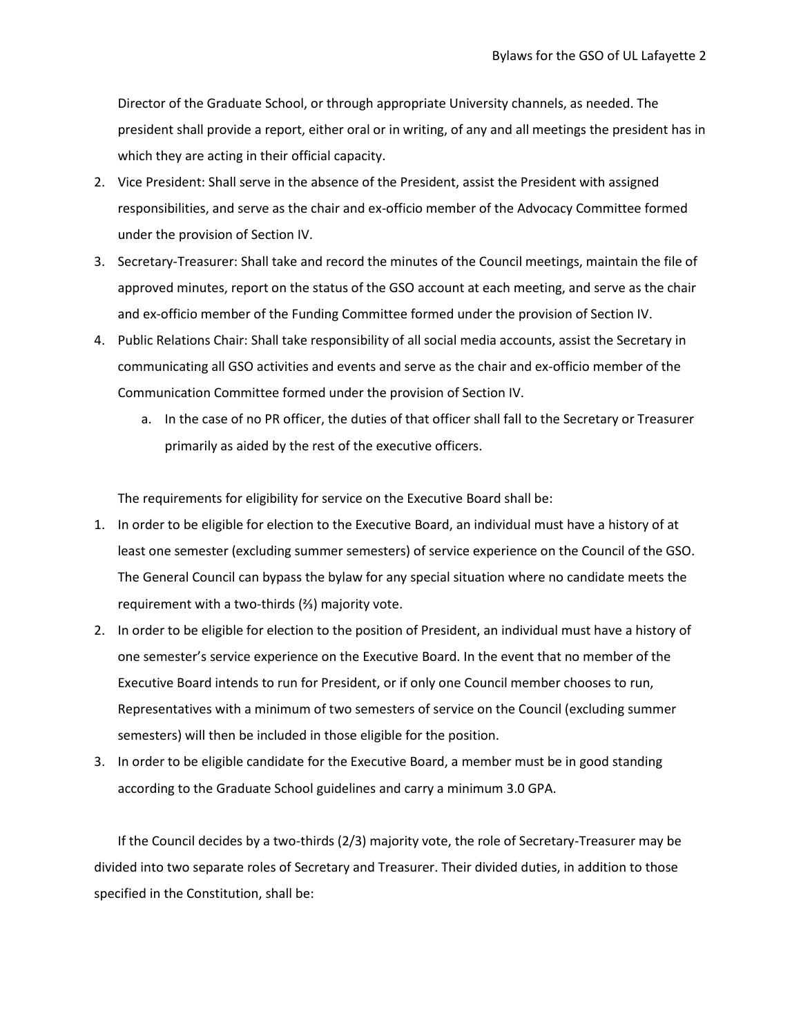Director of the Graduate School, or through appropriate University channels, as needed. The president shall provide a report, either oral or in writing, of any and all meetings the president has in which they are acting in their official capacity.

2. Vice President: Shall serve in the absence of the President, assist the President with assigned responsibilities, and serve as the chair and ex-officio member of the Advocacy Committee formed under the provision of Section IV.
3. Secretary-Treasurer: Shall take and record the minutes of the Council meetings, maintain the file of approved minutes, report on the status of the GSO account at each meeting, and serve as the chair and ex-officio member of the Funding Committee formed under the provision of Section IV.
4. Public Relations Chair: Shall take responsibility of all social media accounts, assist the Secretary in communicating all GSO activities and events and serve as the chair and ex-officio member of the Communication Committee formed under the provision of Section IV.
   a. In the case of no PR officer, the duties of that officer shall fall to the Secretary or Treasurer primarily as aided by the rest of the executive officers.

The requirements for eligibility for service on the Executive Board shall be:

1. In order to be eligible for election to the Executive Board, an individual must have a history of at least one semester (excluding summer semesters) of service experience on the Council of the GSO. The General Council can bypass the bylaw for any special situation where no candidate meets the requirement with a two-thirds (⅔) majority vote.
2. In order to be eligible for election to the position of President, an individual must have a history of one semester's service experience on the Executive Board. In the event that no member of the Executive Board intends to run for President, or if only one Council member chooses to run, Representatives with a minimum of two semesters of service on the Council (excluding summer semesters) will then be included in those eligible for the position.
3. In order to be eligible candidate for the Executive Board, a member must be in good standing according to the Graduate School guidelines and carry a minimum 3.0 GPA.

If the Council decides by a two-thirds (2/3) majority vote, the role of Secretary-Treasurer may be divided into two separate roles of Secretary and Treasurer. Their divided duties, in addition to those specified in the Constitution, shall be: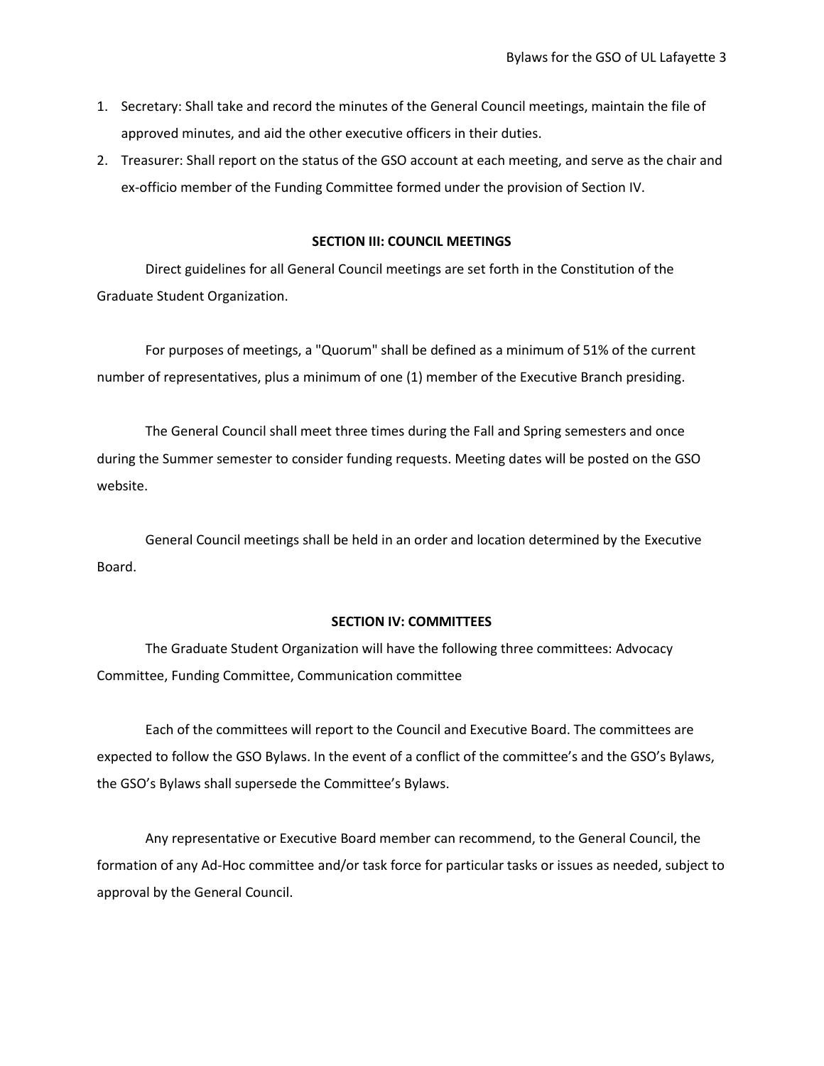1. Secretary: Shall take and record the minutes of the General Council meetings, maintain the file of approved minutes, and aid the other executive officers in their duties.
2. Treasurer: Shall report on the status of the GSO account at each meeting, and serve as the chair and ex-officio member of the Funding Committee formed under the provision of Section IV.

## SECTION III: COUNCIL MEETINGS

Direct guidelines for all General Council meetings are set forth in the Constitution of the Graduate Student Organization.

For purposes of meetings, a "Quorum" shall be defined as a minimum of 51% of the current number of representatives, plus a minimum of one (1) member of the Executive Branch presiding.

The General Council shall meet three times during the Fall and Spring semesters and once during the Summer semester to consider funding requests. Meeting dates will be posted on the GSO website.

General Council meetings shall be held in an order and location determined by the Executive Board.

## SECTION IV: COMMITTEES

The Graduate Student Organization will have the following three committees: Advocacy Committee, Funding Committee, Communication committee

Each of the committees will report to the Council and Executive Board. The committees are expected to follow the GSO Bylaws. In the event of a conflict of the committee's and the GSO's Bylaws, the GSO's Bylaws shall supersede the Committee's Bylaws.

Any representative or Executive Board member can recommend, to the General Council, the formation of any Ad-Hoc committee and/or task force for particular tasks or issues as needed, subject to approval by the General Council.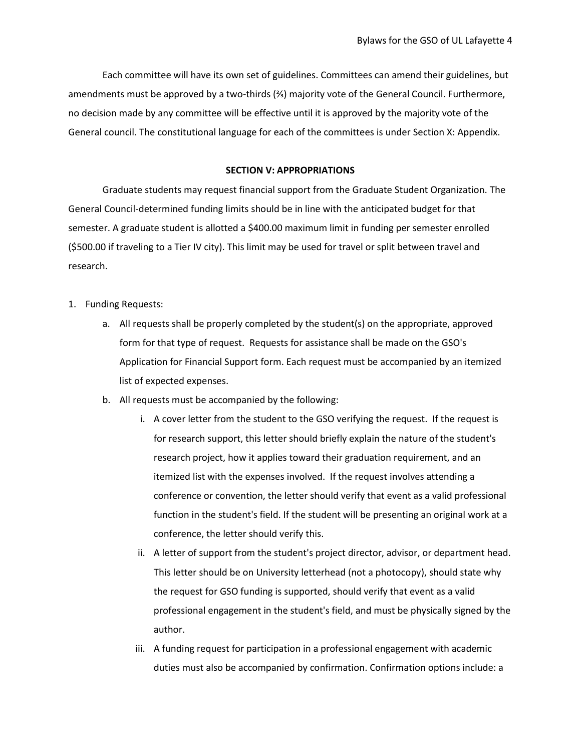Each committee will have its own set of guidelines. Committees can amend their guidelines, but amendments must be approved by a two-thirds (⅔) majority vote of the General Council. Furthermore, no decision made by any committee will be effective until it is approved by the majority vote of the General council. The constitutional language for each of the committees is under Section X: Appendix.

## SECTION V: APPROPRIATIONS

Graduate students may request financial support from the Graduate Student Organization. The General Council-determined funding limits should be in line with the anticipated budget for that semester. A graduate student is allotted a $400.00 maximum limit in funding per semester enrolled ($500.00 if traveling to a Tier IV city). This limit may be used for travel or split between travel and research.

1. Funding Requests:
    a. All requests shall be properly completed by the student(s) on the appropriate, approved form for that type of request. Requests for assistance shall be made on the GSO's Application for Financial Support form. Each request must be accompanied by an itemized list of expected expenses.
    b. All requests must be accompanied by the following:
        i. A cover letter from the student to the GSO verifying the request. If the request is for research support, this letter should briefly explain the nature of the student's research project, how it applies toward their graduation requirement, and an itemized list with the expenses involved. If the request involves attending a conference or convention, the letter should verify that event as a valid professional function in the student's field. If the student will be presenting an original work at a conference, the letter should verify this.
        ii. A letter of support from the student's project director, advisor, or department head. This letter should be on University letterhead (not a photocopy), should state why the request for GSO funding is supported, should verify that event as a valid professional engagement in the student's field, and must be physically signed by the author.
        iii. A funding request for participation in a professional engagement with academic duties must also be accompanied by confirmation. Confirmation options include: a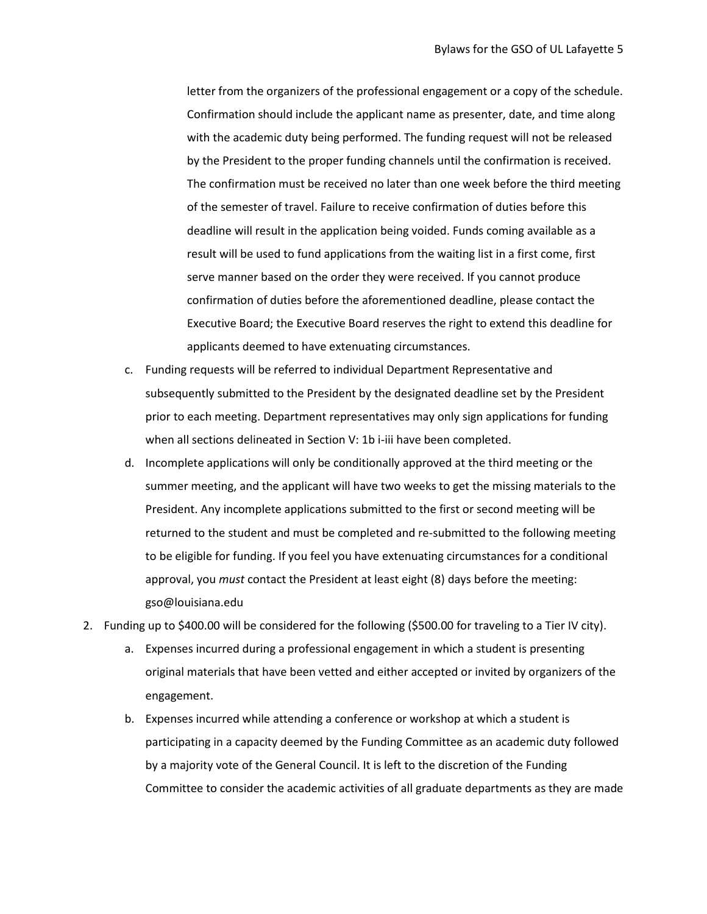letter from the organizers of the professional engagement or a copy of the schedule. Confirmation should include the applicant name as presenter, date, and time along with the academic duty being performed. The funding request will not be released by the President to the proper funding channels until the confirmation is received. The confirmation must be received no later than one week before the third meeting of the semester of travel. Failure to receive confirmation of duties before this deadline will result in the application being voided. Funds coming available as a result will be used to fund applications from the waiting list in a first come, first serve manner based on the order they were received. If you cannot produce confirmation of duties before the aforementioned deadline, please contact the Executive Board; the Executive Board reserves the right to extend this deadline for applicants deemed to have extenuating circumstances.

   c. Funding requests will be referred to individual Department Representative and subsequently submitted to the President by the designated deadline set by the President prior to each meeting. Department representatives may only sign applications for funding when all sections delineated in Section V: 1b i-iii have been completed.

   d. Incomplete applications will only be conditionally approved at the third meeting or the summer meeting, and the applicant will have two weeks to get the missing materials to the President. Any incomplete applications submitted to the first or second meeting will be returned to the student and must be completed and re-submitted to the following meeting to be eligible for funding. If you feel you have extenuating circumstances for a conditional approval, you *must* contact the President at least eight (8) days before the meeting: gso@louisiana.edu

2. Funding up to $400.00 will be considered for the following ($500.00 for traveling to a Tier IV city).

   a. Expenses incurred during a professional engagement in which a student is presenting original materials that have been vetted and either accepted or invited by organizers of the engagement.

   b. Expenses incurred while attending a conference or workshop at which a student is participating in a capacity deemed by the Funding Committee as an academic duty followed by a majority vote of the General Council. It is left to the discretion of the Funding Committee to consider the academic activities of all graduate departments as they are made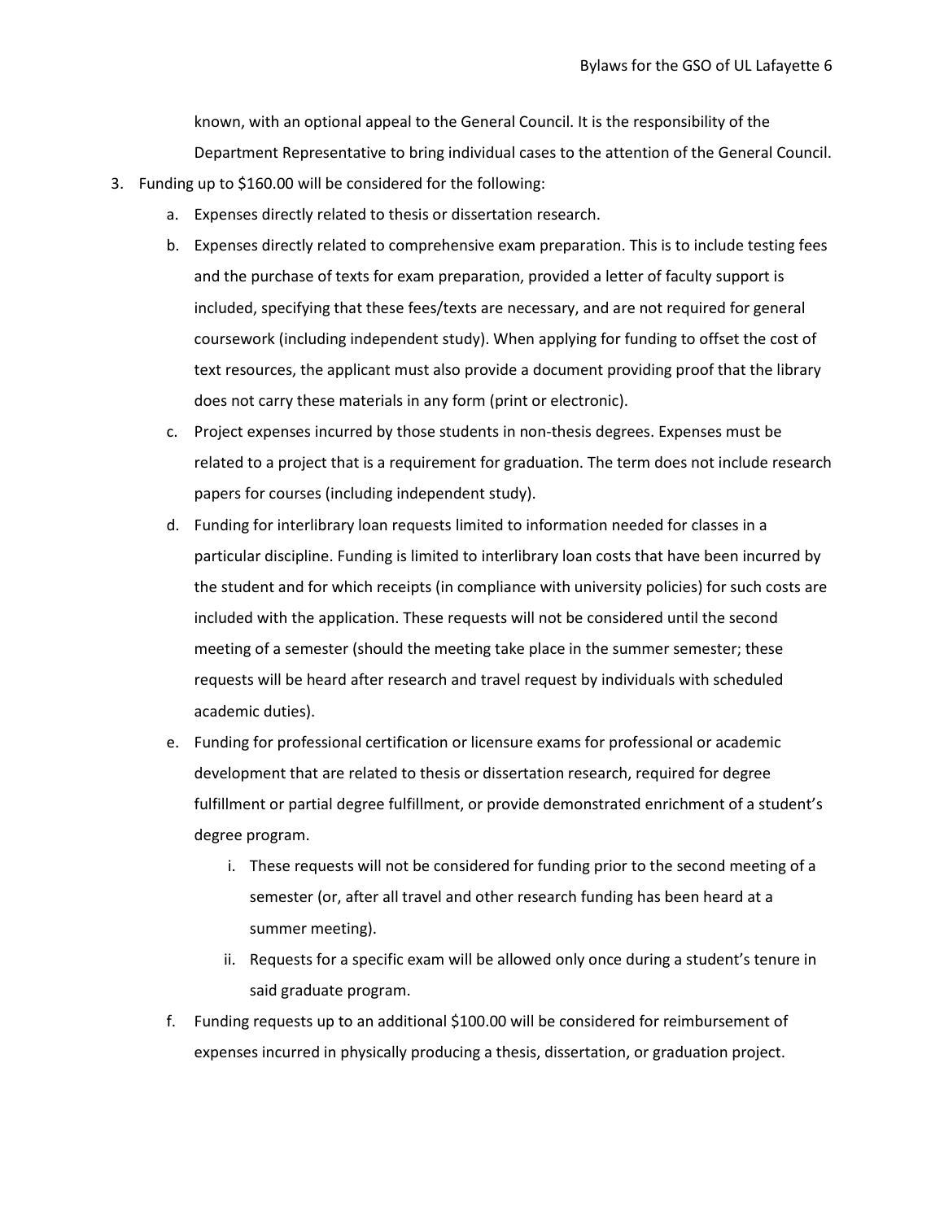known, with an optional appeal to the General Council. It is the responsibility of the Department Representative to bring individual cases to the attention of the General Council.

3. Funding up to $160.00 will be considered for the following:
    a. Expenses directly related to thesis or dissertation research.
    b. Expenses directly related to comprehensive exam preparation. This is to include testing fees and the purchase of texts for exam preparation, provided a letter of faculty support is included, specifying that these fees/texts are necessary, and are not required for general coursework (including independent study). When applying for funding to offset the cost of text resources, the applicant must also provide a document providing proof that the library does not carry these materials in any form (print or electronic).
    c. Project expenses incurred by those students in non-thesis degrees. Expenses must be related to a project that is a requirement for graduation. The term does not include research papers for courses (including independent study).
    d. Funding for interlibrary loan requests limited to information needed for classes in a particular discipline. Funding is limited to interlibrary loan costs that have been incurred by the student and for which receipts (in compliance with university policies) for such costs are included with the application. These requests will not be considered until the second meeting of a semester (should the meeting take place in the summer semester; these requests will be heard after research and travel request by individuals with scheduled academic duties).
    e. Funding for professional certification or licensure exams for professional or academic development that are related to thesis or dissertation research, required for degree fulfillment or partial degree fulfillment, or provide demonstrated enrichment of a student's degree program.
        i. These requests will not be considered for funding prior to the second meeting of a semester (or, after all travel and other research funding has been heard at a summer meeting).
        ii. Requests for a specific exam will be allowed only once during a student's tenure in said graduate program.
    f. Funding requests up to an additional $100.00 will be considered for reimbursement of expenses incurred in physically producing a thesis, dissertation, or graduation project.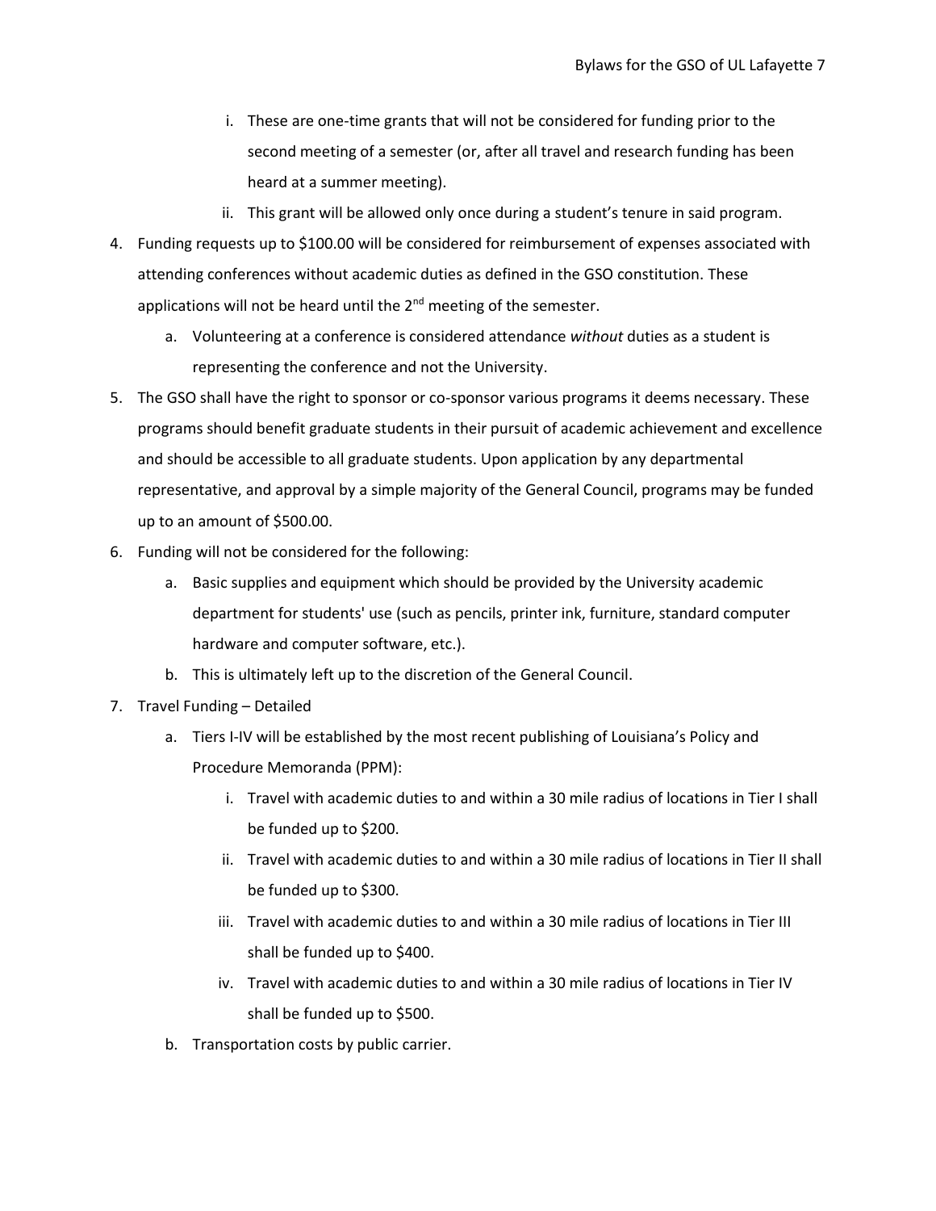i. These are one-time grants that will not be considered for funding prior to the second meeting of a semester (or, after all travel and research funding has been heard at a summer meeting).
   ii. This grant will be allowed only once during a student's tenure in said program.

4. Funding requests up to $100.00 will be considered for reimbursement of expenses associated with attending conferences without academic duties as defined in the GSO constitution. These applications will not be heard until the 2nd meeting of the semester.
   a. Volunteering at a conference is considered attendance *without* duties as a student is representing the conference and not the University.
5. The GSO shall have the right to sponsor or co-sponsor various programs it deems necessary. These programs should benefit graduate students in their pursuit of academic achievement and excellence and should be accessible to all graduate students. Upon application by any departmental representative, and approval by a simple majority of the General Council, programs may be funded up to an amount of $500.00.
6. Funding will not be considered for the following:
   a. Basic supplies and equipment which should be provided by the University academic department for students' use (such as pencils, printer ink, furniture, standard computer hardware and computer software, etc.).
   b. This is ultimately left up to the discretion of the General Council.
7. Travel Funding – Detailed
   a. Tiers I-IV will be established by the most recent publishing of Louisiana's Policy and Procedure Memoranda (PPM):
      i. Travel with academic duties to and within a 30 mile radius of locations in Tier I shall be funded up to $200.
      ii. Travel with academic duties to and within a 30 mile radius of locations in Tier II shall be funded up to $300.
      iii. Travel with academic duties to and within a 30 mile radius of locations in Tier III shall be funded up to $400.
      iv. Travel with academic duties to and within a 30 mile radius of locations in Tier IV shall be funded up to $500.
   b. Transportation costs by public carrier.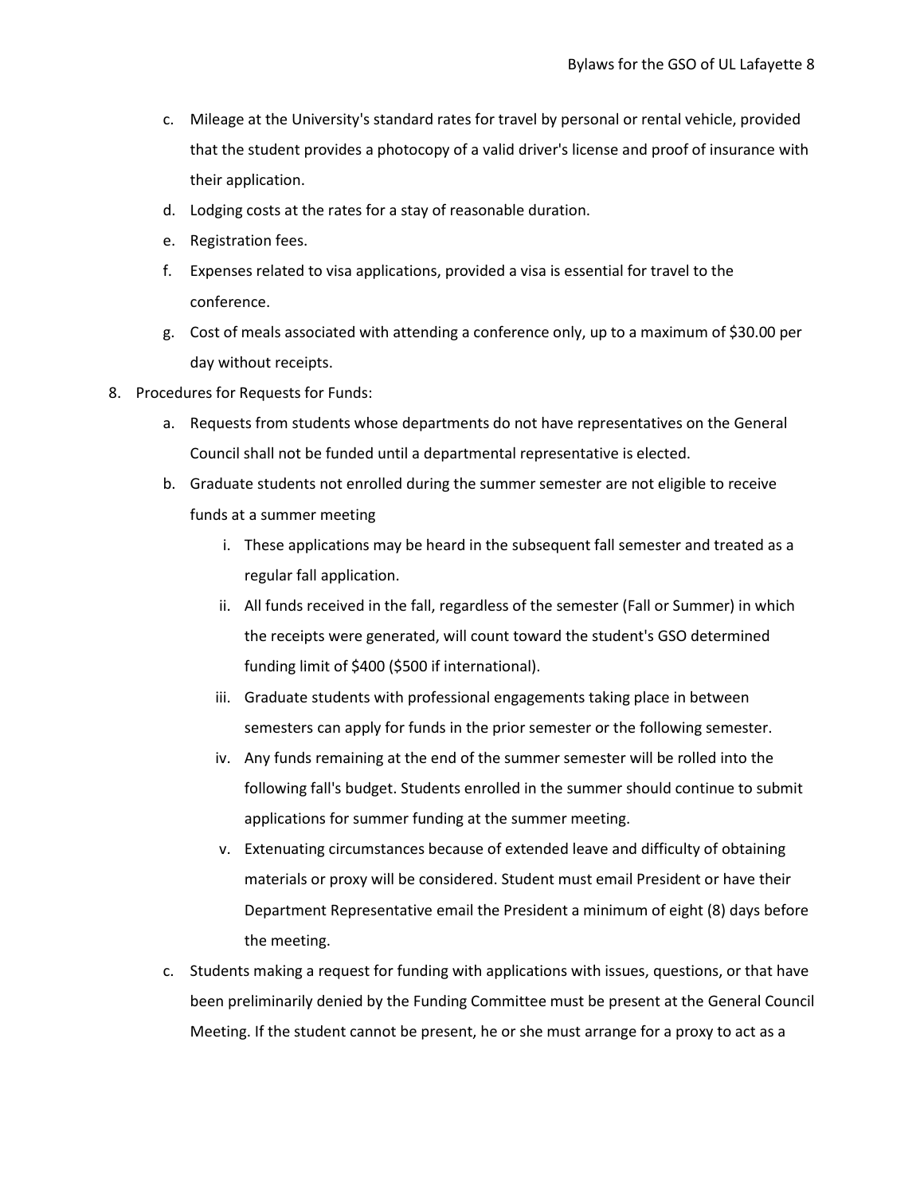c. Mileage at the University's standard rates for travel by personal or rental vehicle, provided that the student provides a photocopy of a valid driver's license and proof of insurance with their application.

d. Lodging costs at the rates for a stay of reasonable duration.

e. Registration fees.

f. Expenses related to visa applications, provided a visa is essential for travel to the conference.

g. Cost of meals associated with attending a conference only, up to a maximum of $30.00 per day without receipts.

8. Procedures for Requests for Funds:

   a. Requests from students whose departments do not have representatives on the General Council shall not be funded until a departmental representative is elected.

   b. Graduate students not enrolled during the summer semester are not eligible to receive funds at a summer meeting

      i. These applications may be heard in the subsequent fall semester and treated as a regular fall application.

      ii. All funds received in the fall, regardless of the semester (Fall or Summer) in which the receipts were generated, will count toward the student's GSO determined funding limit of $400 ($500 if international).

      iii. Graduate students with professional engagements taking place in between semesters can apply for funds in the prior semester or the following semester.

      iv. Any funds remaining at the end of the summer semester will be rolled into the following fall's budget. Students enrolled in the summer should continue to submit applications for summer funding at the summer meeting.

      v. Extenuating circumstances because of extended leave and difficulty of obtaining materials or proxy will be considered. Student must email President or have their Department Representative email the President a minimum of eight (8) days before the meeting.

   c. Students making a request for funding with applications with issues, questions, or that have been preliminarily denied by the Funding Committee must be present at the General Council Meeting. If the student cannot be present, he or she must arrange for a proxy to act as a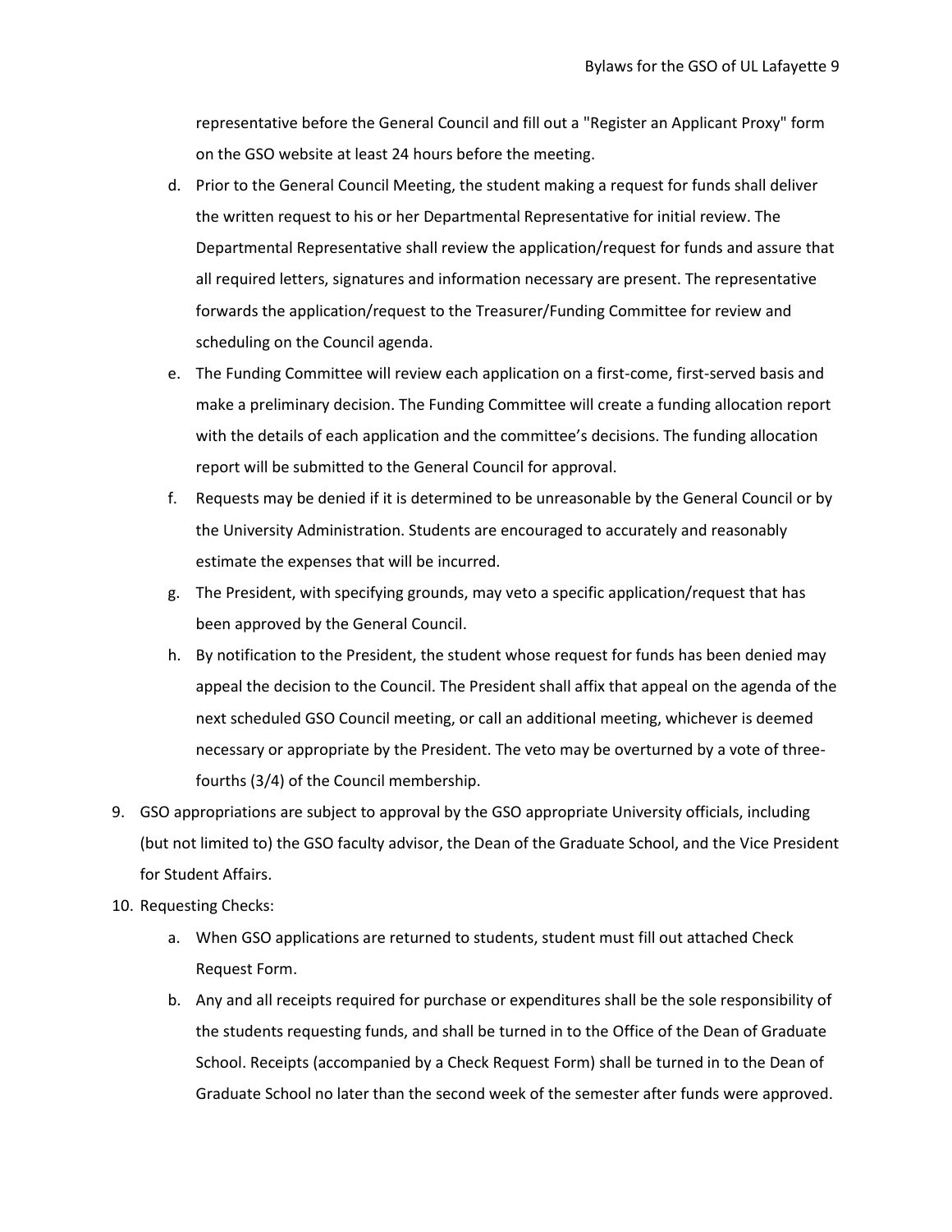representative before the General Council and fill out a "Register an Applicant Proxy" form on the GSO website at least 24 hours before the meeting.

d. Prior to the General Council Meeting, the student making a request for funds shall deliver the written request to his or her Departmental Representative for initial review. The Departmental Representative shall review the application/request for funds and assure that all required letters, signatures and information necessary are present. The representative forwards the application/request to the Treasurer/Funding Committee for review and scheduling on the Council agenda.

e. The Funding Committee will review each application on a first-come, first-served basis and make a preliminary decision. The Funding Committee will create a funding allocation report with the details of each application and the committee's decisions. The funding allocation report will be submitted to the General Council for approval.

f. Requests may be denied if it is determined to be unreasonable by the General Council or by the University Administration. Students are encouraged to accurately and reasonably estimate the expenses that will be incurred.

g. The President, with specifying grounds, may veto a specific application/request that has been approved by the General Council.

h. By notification to the President, the student whose request for funds has been denied may appeal the decision to the Council. The President shall affix that appeal on the agenda of the next scheduled GSO Council meeting, or call an additional meeting, whichever is deemed necessary or appropriate by the President. The veto may be overturned by a vote of three-fourths (3/4) of the Council membership.

9. GSO appropriations are subject to approval by the GSO appropriate University officials, including (but not limited to) the GSO faculty advisor, the Dean of the Graduate School, and the Vice President for Student Affairs.

10. Requesting Checks:

    a. When GSO applications are returned to students, student must fill out attached Check Request Form.

    b. Any and all receipts required for purchase or expenditures shall be the sole responsibility of the students requesting funds, and shall be turned in to the Office of the Dean of Graduate School. Receipts (accompanied by a Check Request Form) shall be turned in to the Dean of Graduate School no later than the second week of the semester after funds were approved.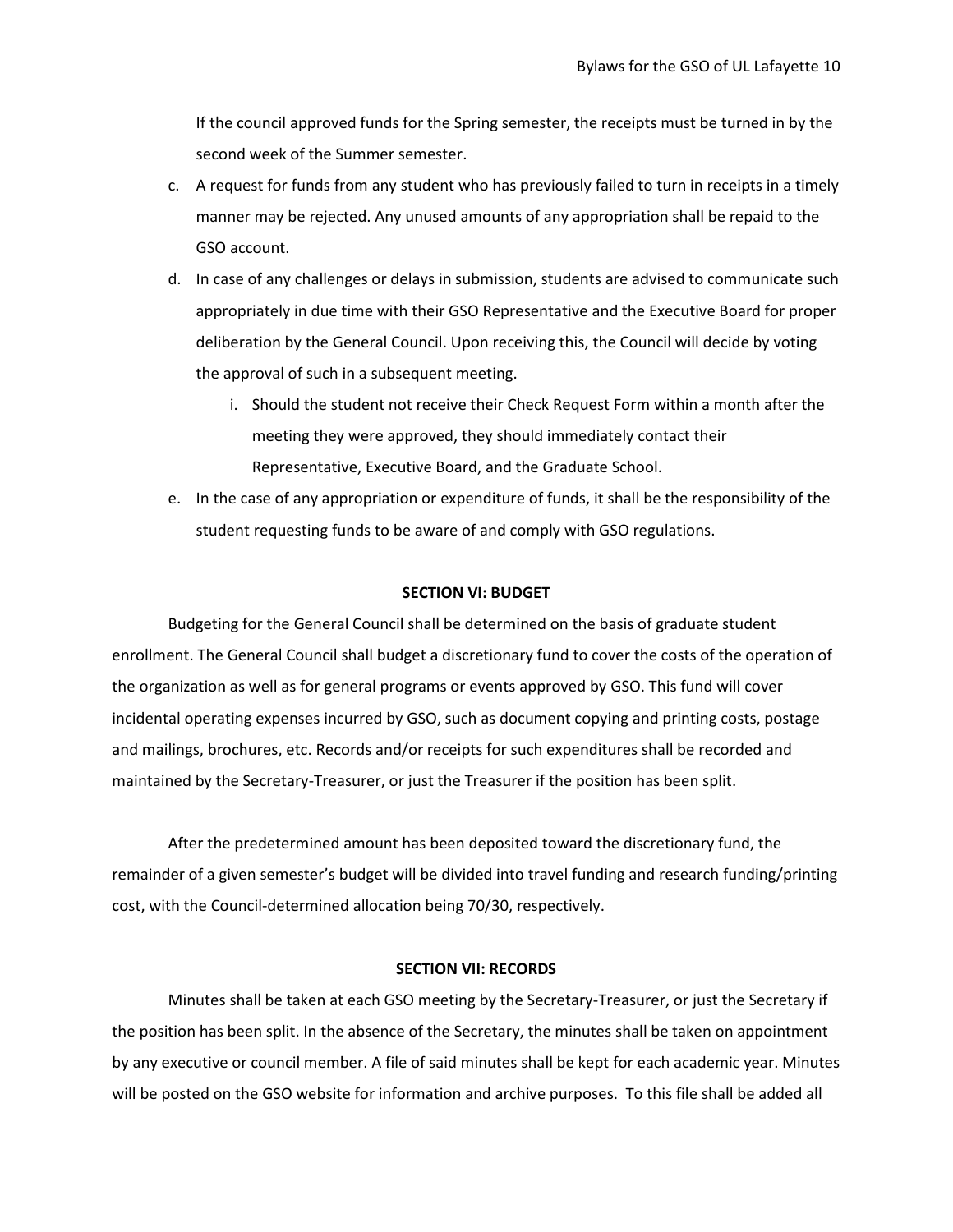If the council approved funds for the Spring semester, the receipts must be turned in by the second week of the Summer semester.

c. A request for funds from any student who has previously failed to turn in receipts in a timely manner may be rejected. Any unused amounts of any appropriation shall be repaid to the GSO account.

d. In case of any challenges or delays in submission, students are advised to communicate such appropriately in due time with their GSO Representative and the Executive Board for proper deliberation by the General Council. Upon receiving this, the Council will decide by voting the approval of such in a subsequent meeting.

   i. Should the student not receive their Check Request Form within a month after the meeting they were approved, they should immediately contact their Representative, Executive Board, and the Graduate School.

e. In the case of any appropriation or expenditure of funds, it shall be the responsibility of the student requesting funds to be aware of and comply with GSO regulations.

**SECTION VI: BUDGET**

Budgeting for the General Council shall be determined on the basis of graduate student enrollment. The General Council shall budget a discretionary fund to cover the costs of the operation of the organization as well as for general programs or events approved by GSO. This fund will cover incidental operating expenses incurred by GSO, such as document copying and printing costs, postage and mailings, brochures, etc. Records and/or receipts for such expenditures shall be recorded and maintained by the Secretary-Treasurer, or just the Treasurer if the position has been split.

After the predetermined amount has been deposited toward the discretionary fund, the remainder of a given semester's budget will be divided into travel funding and research funding/printing cost, with the Council-determined allocation being 70/30, respectively.

**SECTION VII: RECORDS**

Minutes shall be taken at each GSO meeting by the Secretary-Treasurer, or just the Secretary if the position has been split. In the absence of the Secretary, the minutes shall be taken on appointment by any executive or council member. A file of said minutes shall be kept for each academic year. Minutes will be posted on the GSO website for information and archive purposes. To this file shall be added all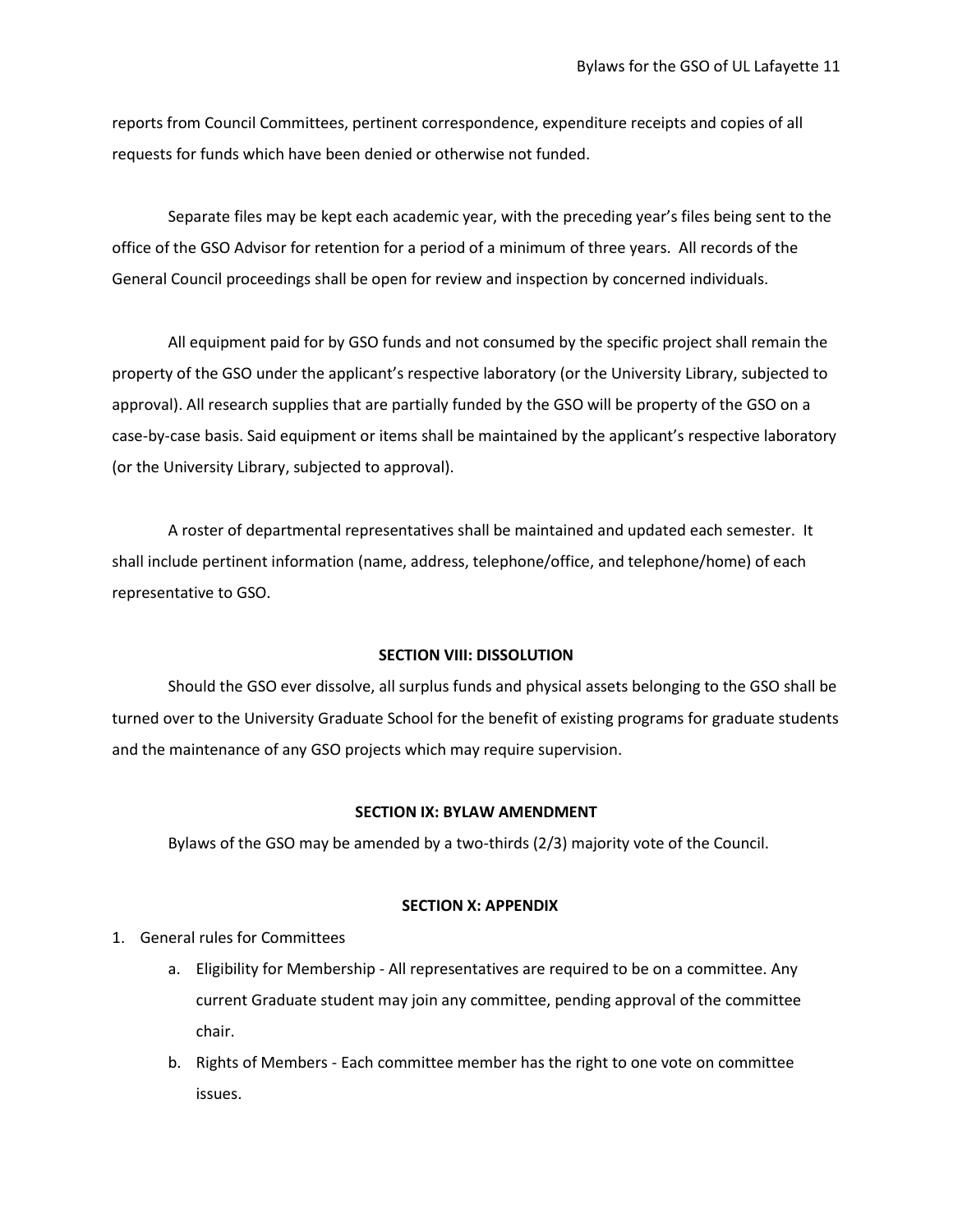reports from Council Committees, pertinent correspondence, expenditure receipts and copies of all requests for funds which have been denied or otherwise not funded.

Separate files may be kept each academic year, with the preceding year's files being sent to the office of the GSO Advisor for retention for a period of a minimum of three years. All records of the General Council proceedings shall be open for review and inspection by concerned individuals.

All equipment paid for by GSO funds and not consumed by the specific project shall remain the property of the GSO under the applicant's respective laboratory (or the University Library, subjected to approval). All research supplies that are partially funded by the GSO will be property of the GSO on a case-by-case basis. Said equipment or items shall be maintained by the applicant's respective laboratory (or the University Library, subjected to approval).

A roster of departmental representatives shall be maintained and updated each semester. It shall include pertinent information (name, address, telephone/office, and telephone/home) of each representative to GSO.

## SECTION VIII: DISSOLUTION

Should the GSO ever dissolve, all surplus funds and physical assets belonging to the GSO shall be turned over to the University Graduate School for the benefit of existing programs for graduate students and the maintenance of any GSO projects which may require supervision.

## SECTION IX: BYLAW AMENDMENT

Bylaws of the GSO may be amended by a two-thirds (2/3) majority vote of the Council.

## SECTION X: APPENDIX

1. General rules for Committees
   a. Eligibility for Membership - All representatives are required to be on a committee. Any current Graduate student may join any committee, pending approval of the committee chair.
   b. Rights of Members - Each committee member has the right to one vote on committee issues.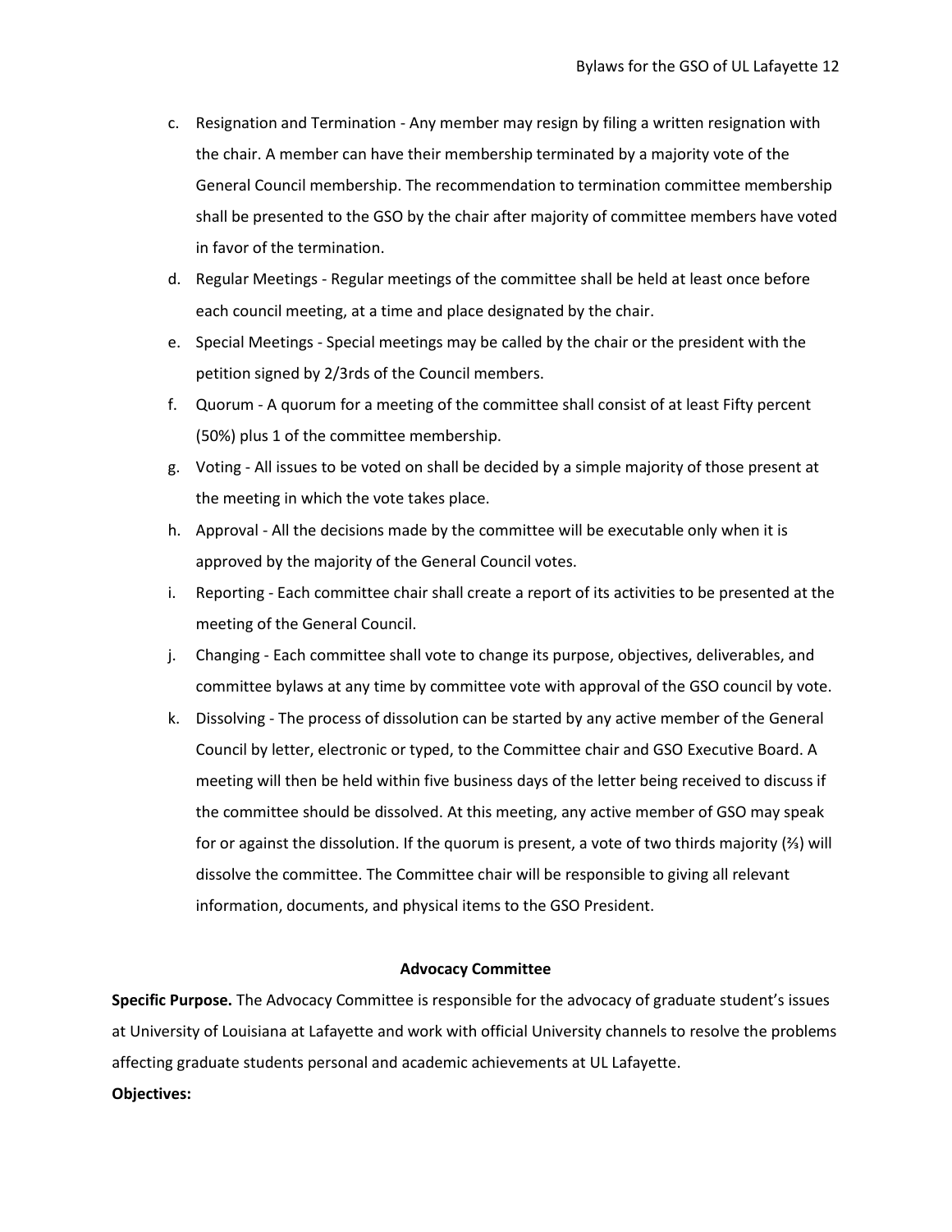c. Resignation and Termination - Any member may resign by filing a written resignation with the chair. A member can have their membership terminated by a majority vote of the General Council membership. The recommendation to termination committee membership shall be presented to the GSO by the chair after majority of committee members have voted in favor of the termination.
d. Regular Meetings - Regular meetings of the committee shall be held at least once before each council meeting, at a time and place designated by the chair.
e. Special Meetings - Special meetings may be called by the chair or the president with the petition signed by 2/3rds of the Council members.
f. Quorum - A quorum for a meeting of the committee shall consist of at least Fifty percent (50%) plus 1 of the committee membership.
g. Voting - All issues to be voted on shall be decided by a simple majority of those present at the meeting in which the vote takes place.
h. Approval - All the decisions made by the committee will be executable only when it is approved by the majority of the General Council votes.
i. Reporting - Each committee chair shall create a report of its activities to be presented at the meeting of the General Council.
j. Changing - Each committee shall vote to change its purpose, objectives, deliverables, and committee bylaws at any time by committee vote with approval of the GSO council by vote.
k. Dissolving - The process of dissolution can be started by any active member of the General Council by letter, electronic or typed, to the Committee chair and GSO Executive Board. A meeting will then be held within five business days of the letter being received to discuss if the committee should be dissolved. At this meeting, any active member of GSO may speak for or against the dissolution. If the quorum is present, a vote of two thirds majority (⅔) will dissolve the committee. The Committee chair will be responsible to giving all relevant information, documents, and physical items to the GSO President.

**Advocacy Committee**

**Specific Purpose.** The Advocacy Committee is responsible for the advocacy of graduate student's issues at University of Louisiana at Lafayette and work with official University channels to resolve the problems affecting graduate students personal and academic achievements at UL Lafayette.

**Objectives:**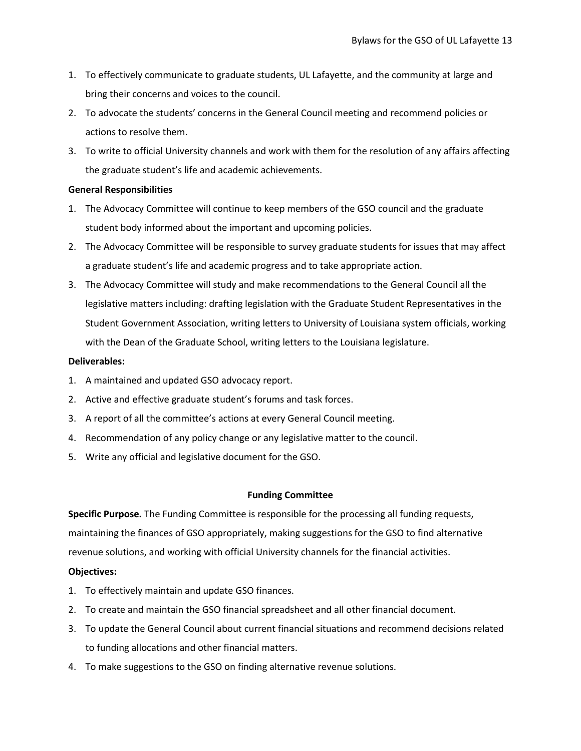1. To effectively communicate to graduate students, UL Lafayette, and the community at large and bring their concerns and voices to the council.
2. To advocate the students' concerns in the General Council meeting and recommend policies or actions to resolve them.
3. To write to official University channels and work with them for the resolution of any affairs affecting the graduate student's life and academic achievements.

**General Responsibilities**

1. The Advocacy Committee will continue to keep members of the GSO council and the graduate student body informed about the important and upcoming policies.
2. The Advocacy Committee will be responsible to survey graduate students for issues that may affect a graduate student's life and academic progress and to take appropriate action.
3. The Advocacy Committee will study and make recommendations to the General Council all the legislative matters including: drafting legislation with the Graduate Student Representatives in the Student Government Association, writing letters to University of Louisiana system officials, working with the Dean of the Graduate School, writing letters to the Louisiana legislature.

**Deliverables:**

1. A maintained and updated GSO advocacy report.
2. Active and effective graduate student's forums and task forces.
3. A report of all the committee's actions at every General Council meeting.
4. Recommendation of any policy change or any legislative matter to the council.
5. Write any official and legislative document for the GSO.

**Funding Committee**

**Specific Purpose.** The Funding Committee is responsible for the processing all funding requests, maintaining the finances of GSO appropriately, making suggestions for the GSO to find alternative revenue solutions, and working with official University channels for the financial activities.

**Objectives:**

1. To effectively maintain and update GSO finances.
2. To create and maintain the GSO financial spreadsheet and all other financial document.
3. To update the General Council about current financial situations and recommend decisions related to funding allocations and other financial matters.
4. To make suggestions to the GSO on finding alternative revenue solutions.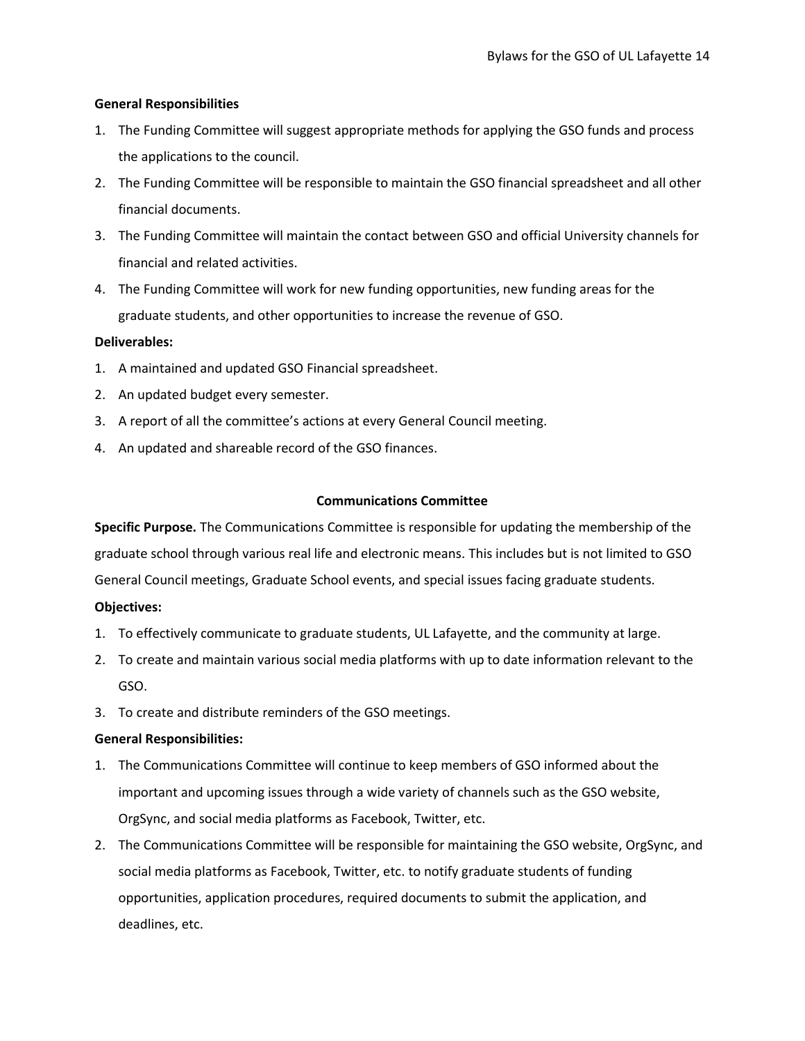**General Responsibilities**

1. The Funding Committee will suggest appropriate methods for applying the GSO funds and process the applications to the council.
2. The Funding Committee will be responsible to maintain the GSO financial spreadsheet and all other financial documents.
3. The Funding Committee will maintain the contact between GSO and official University channels for financial and related activities.
4. The Funding Committee will work for new funding opportunities, new funding areas for the graduate students, and other opportunities to increase the revenue of GSO.

**Deliverables:**

1. A maintained and updated GSO Financial spreadsheet.
2. An updated budget every semester.
3. A report of all the committee's actions at every General Council meeting.
4. An updated and shareable record of the GSO finances.

### Communications Committee

**Specific Purpose.** The Communications Committee is responsible for updating the membership of the graduate school through various real life and electronic means. This includes but is not limited to GSO General Council meetings, Graduate School events, and special issues facing graduate students.

**Objectives:**

1. To effectively communicate to graduate students, UL Lafayette, and the community at large.
2. To create and maintain various social media platforms with up to date information relevant to the GSO.
3. To create and distribute reminders of the GSO meetings.

**General Responsibilities:**

1. The Communications Committee will continue to keep members of GSO informed about the important and upcoming issues through a wide variety of channels such as the GSO website, OrgSync, and social media platforms as Facebook, Twitter, etc.
2. The Communications Committee will be responsible for maintaining the GSO website, OrgSync, and social media platforms as Facebook, Twitter, etc. to notify graduate students of funding opportunities, application procedures, required documents to submit the application, and deadlines, etc.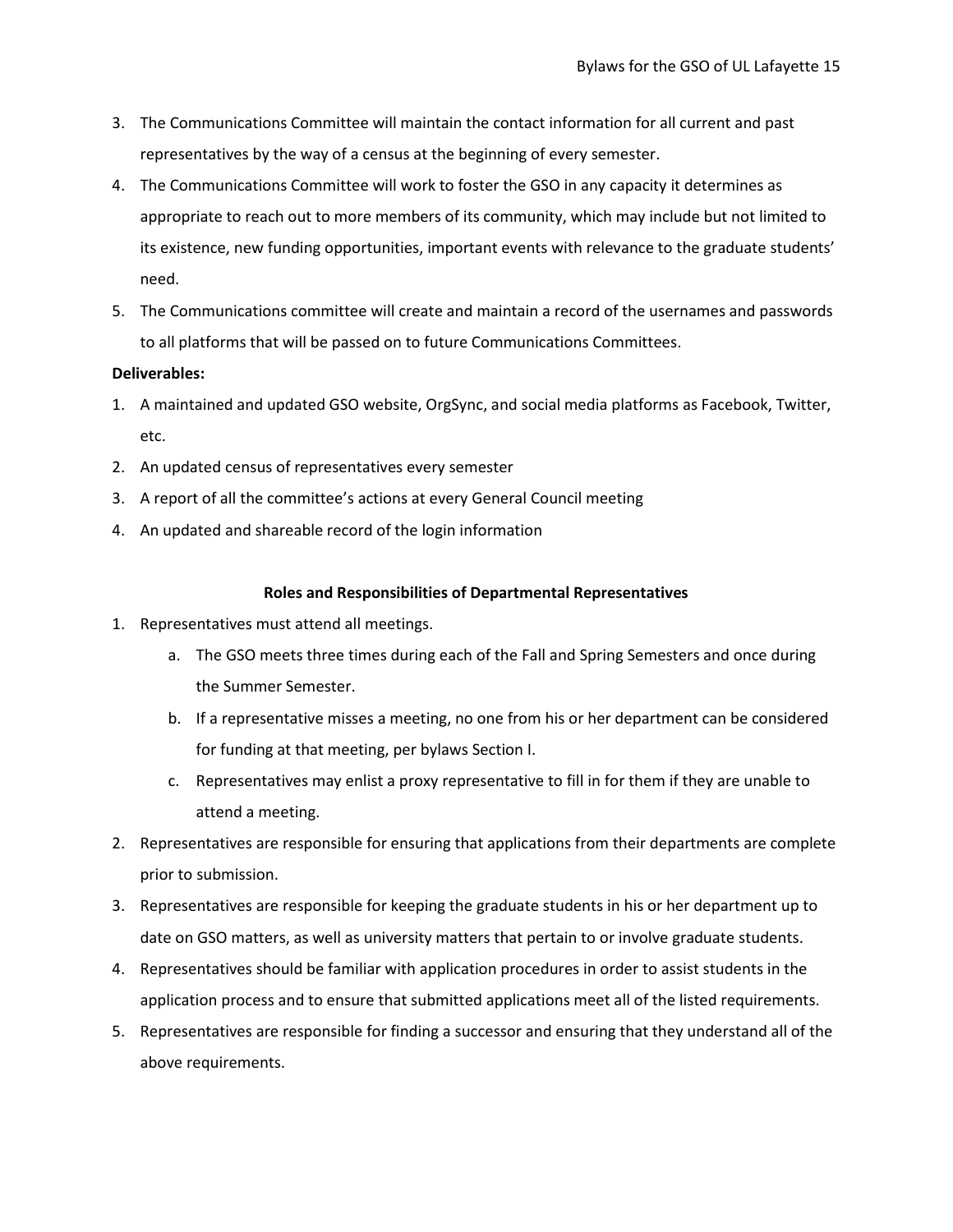3. The Communications Committee will maintain the contact information for all current and past representatives by the way of a census at the beginning of every semester.
4. The Communications Committee will work to foster the GSO in any capacity it determines as appropriate to reach out to more members of its community, which may include but not limited to its existence, new funding opportunities, important events with relevance to the graduate students' need.
5. The Communications committee will create and maintain a record of the usernames and passwords to all platforms that will be passed on to future Communications Committees.

**Deliverables:**

1. A maintained and updated GSO website, OrgSync, and social media platforms as Facebook, Twitter, etc.
2. An updated census of representatives every semester
3. A report of all the committee's actions at every General Council meeting
4. An updated and shareable record of the login information

**Roles and Responsibilities of Departmental Representatives**

1. Representatives must attend all meetings.
   a. The GSO meets three times during each of the Fall and Spring Semesters and once during the Summer Semester.
   b. If a representative misses a meeting, no one from his or her department can be considered for funding at that meeting, per bylaws Section I.
   c. Representatives may enlist a proxy representative to fill in for them if they are unable to attend a meeting.
2. Representatives are responsible for ensuring that applications from their departments are complete prior to submission.
3. Representatives are responsible for keeping the graduate students in his or her department up to date on GSO matters, as well as university matters that pertain to or involve graduate students.
4. Representatives should be familiar with application procedures in order to assist students in the application process and to ensure that submitted applications meet all of the listed requirements.
5. Representatives are responsible for finding a successor and ensuring that they understand all of the above requirements.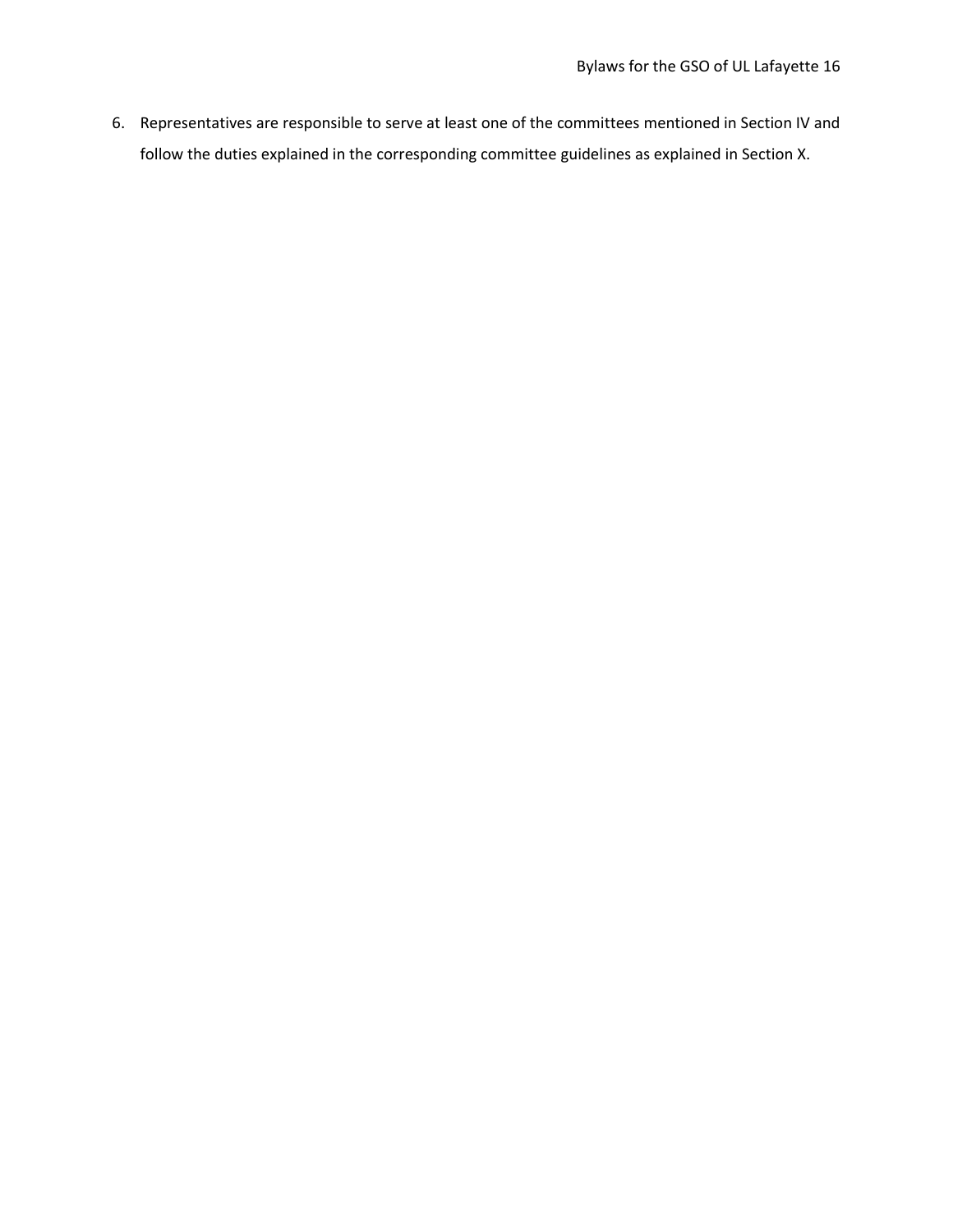6. Representatives are responsible to serve at least one of the committees mentioned in Section IV and follow the duties explained in the corresponding committee guidelines as explained in Section X.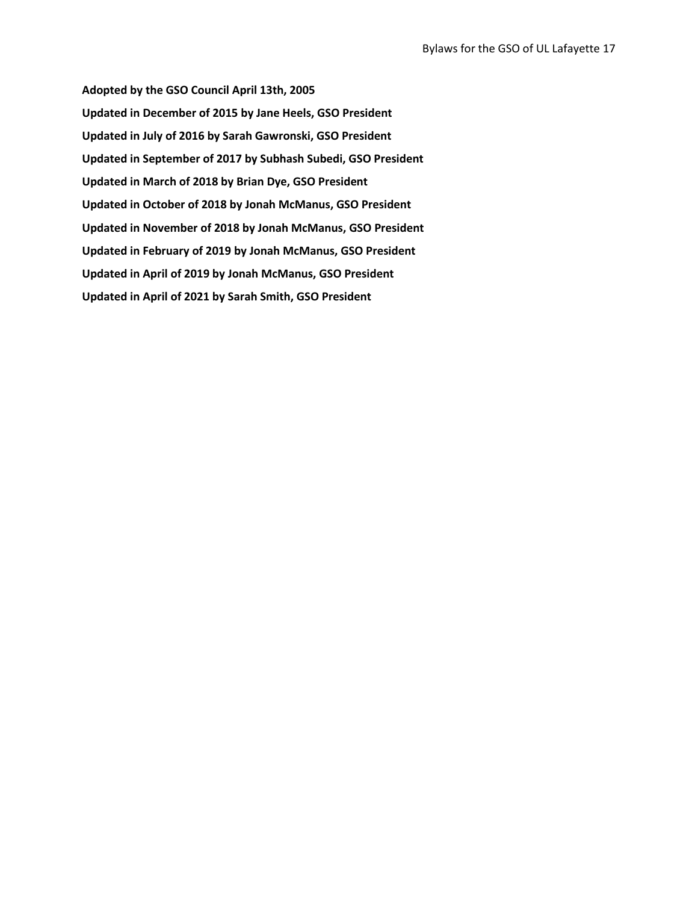**Adopted by the GSO Council April 13th, 2005**

**Updated in December of 2015 by Jane Heels, GSO President**

**Updated in July of 2016 by Sarah Gawronski, GSO President**

**Updated in September of 2017 by Subhash Subedi, GSO President**

**Updated in March of 2018 by Brian Dye, GSO President**

**Updated in October of 2018 by Jonah McManus, GSO President**

**Updated in November of 2018 by Jonah McManus, GSO President**

**Updated in February of 2019 by Jonah McManus, GSO President**

**Updated in April of 2019 by Jonah McManus, GSO President**

**Updated in April of 2021 by Sarah Smith, GSO President**